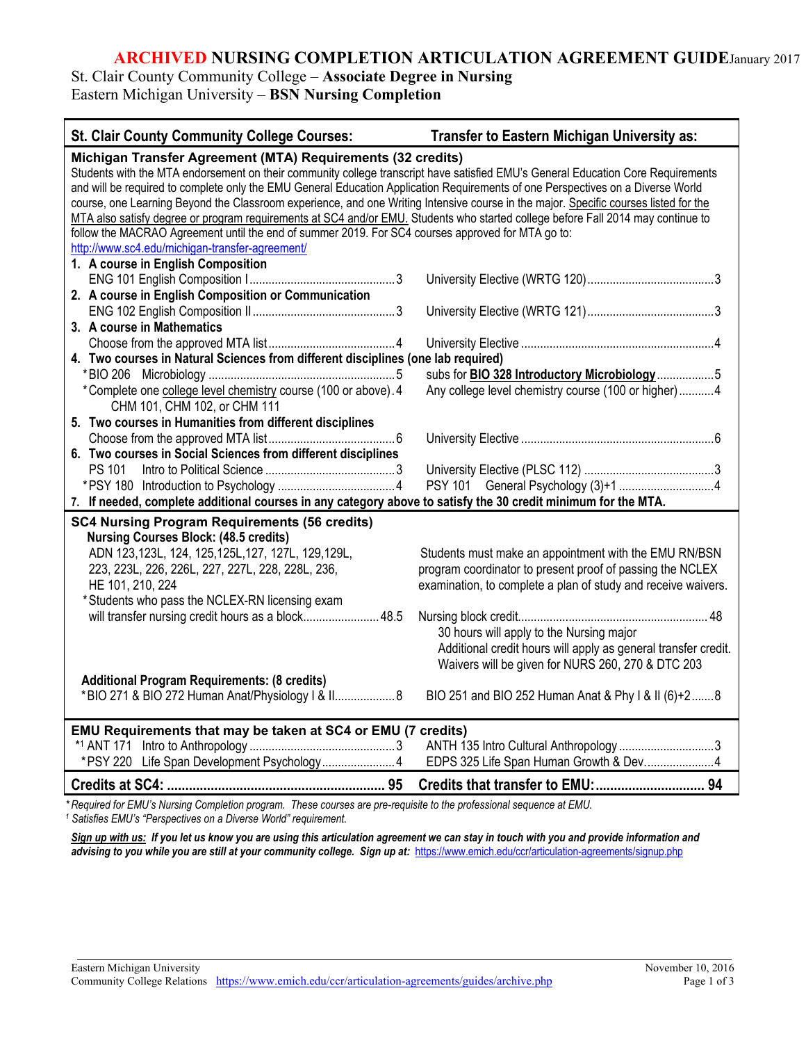# ARCHIVED NURSING COMPLETION ARTICULATION AGREEMENT GUIDE January 2017

St. Clair County Community College – **Associate Degree in Nursing**
Eastern Michigan University – **BSN Nursing Completion**

| St. Clair County Community College Courses: | Transfer to Eastern Michigan University as: |
|---|---|
| **Michigan Transfer Agreement (MTA) Requirements (32 credits)** | |
| Students with the MTA endorsement on their community college transcript have satisfied EMU's General Education Core Requirements and will be required to complete only the EMU General Education Application Requirements of one Perspectives on a Diverse World course, one Learning Beyond the Classroom experience, and one Writing Intensive course in the major. Specific courses listed for the MTA also satisfy degree or program requirements at SC4 and/or EMU. Students who started college before Fall 2014 may continue to follow the MACRAO Agreement until the end of summer 2019. For SC4 courses approved for MTA go to: http://www.sc4.edu/michigan-transfer-agreement/ | |
| **1. A course in English Composition** | |
| ENG 101 English Composition I ... 3 | University Elective (WRTG 120) ... 3 |
| **2. A course in English Composition or Communication** | |
| ENG 102 English Composition II ... 3 | University Elective (WRTG 121) ... 3 |
| **3. A course in Mathematics** | |
| Choose from the approved MTA list ... 4 | University Elective ... 4 |
| **4. Two courses in Natural Sciences from different disciplines (one lab required)** | |
| *BIO 206 Microbiology ... 5 | subs for **BIO 328 Introductory Microbiology** ... 5 |
| *Complete one college level chemistry course (100 or above) . 4 CHM 101, CHM 102, or CHM 111 | Any college level chemistry course (100 or higher) ... 4 |
| **5. Two courses in Humanities from different disciplines** | |
| Choose from the approved MTA list ... 6 | University Elective ... 6 |
| **6. Two courses in Social Sciences from different disciplines** | |
| PS 101 Intro to Political Science ... 3 | University Elective (PLSC 112) ... 3 |
| *PSY 180 Introduction to Psychology ... 4 | PSY 101 General Psychology (3)+1 ... 4 |
| **7. If needed, complete additional courses in any category above to satisfy the 30 credit minimum for the MTA.** | |
| **SC4 Nursing Program Requirements (56 credits)** | |
| **Nursing Courses Block: (48.5 credits)** | |
| ADN 123,123L, 124, 125,125L,127, 127L, 129,129L, 223, 223L, 226, 226L, 227, 227L, 228, 228L, 236, HE 101, 210, 224 | Students must make an appointment with the EMU RN/BSN program coordinator to present proof of passing the NCLEX examination, to complete a plan of study and receive waivers. |
| *Students who pass the NCLEX-RN licensing exam will transfer nursing credit hours as a block ... 48.5 | Nursing block credit ... 48<br>30 hours will apply to the Nursing major<br>Additional credit hours will apply as general transfer credit.<br>Waivers will be given for NURS 260, 270 & DTC 203 |
| **Additional Program Requirements: (8 credits)** | |
| *BIO 271 & BIO 272 Human Anat/Physiology I & II ... 8 | BIO 251 and BIO 252 Human Anat & Phy I & II (6)+2 ... 8 |
| **EMU Requirements that may be taken at SC4 or EMU (7 credits)** | |
| *[1] ANT 171 Intro to Anthropology ... 3 | ANTH 135 Intro Cultural Anthropology ... 3 |
| *PSY 220 Life Span Development Psychology ... 4 | EDPS 325 Life Span Human Growth & Dev. ... 4 |
| **Credits at SC4: ... 95** | **Credits that transfer to EMU: ... 94** |

*\* Required for EMU's Nursing Completion program. These courses are pre-requisite to the professional sequence at EMU.*
*[1] Satisfies EMU's "Perspectives on a Diverse World" requirement.*

***Sign up with us:** If you let us know you are using this articulation agreement we can stay in touch with you and provide information and advising to you while you are still at your community college. Sign up at:* https://www.emich.edu/ccr/articulation-agreements/signup.php

Eastern Michigan University
Community College Relations https://www.emich.edu/ccr/articulation-agreements/guides/archive.php
November 10, 2016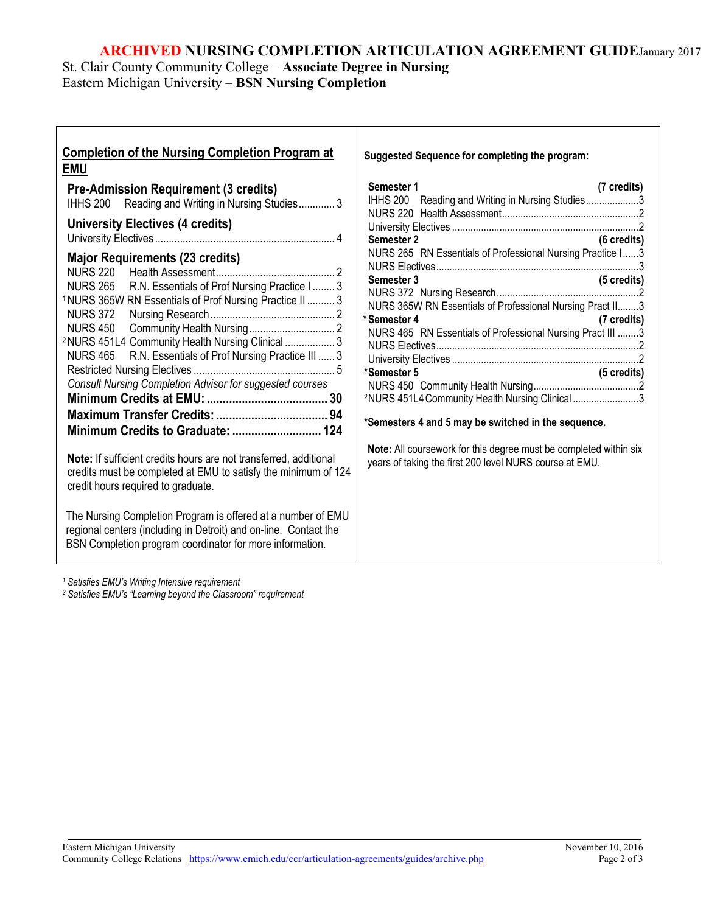**ARCHIVED NURSING COMPLETION ARTICULATION AGREEMENT GUIDE** January 2017

St. Clair County Community College – **Associate Degree in Nursing**
Eastern Michigan University – **BSN Nursing Completion**

## Completion of the Nursing Completion Program at EMU

### Pre-Admission Requirement (3 credits)

| | | |
|---|---|---|
| IHHS 200 | Reading and Writing in Nursing Studies | 3 |

### University Electives (4 credits)

| | |
|---|---|
| University Electives | 4 |

### Major Requirements (23 credits)

| | | |
|---|---|---|
| NURS 220 | Health Assessment | 2 |
| NURS 265 | R.N. Essentials of Prof Nursing Practice I | 3 |
| [1] NURS 365W | RN Essentials of Prof Nursing Practice II | 3 |
| NURS 372 | Nursing Research | 2 |
| NURS 450 | Community Health Nursing | 2 |
| [2] NURS 451L4 | Community Health Nursing Clinical | 3 |
| NURS 465 | R.N. Essentials of Prof Nursing Practice III | 3 |
| Restricted Nursing Electives | | 5 |

*Consult Nursing Completion Advisor for suggested courses*

**Minimum Credits at EMU: 30**
**Maximum Transfer Credits: 94**
**Minimum Credits to Graduate: 124**

**Note:** If sufficient credits hours are not transferred, additional credits must be completed at EMU to satisfy the minimum of 124 credit hours required to graduate.

The Nursing Completion Program is offered at a number of EMU regional centers (including in Detroit) and on-line. Contact the BSN Completion program coordinator for more information.

## Suggested Sequence for completing the program:

| | |
|---|---|
| **Semester 1** | **(7 credits)** |
| IHHS 200 Reading and Writing in Nursing Studies | 3 |
| NURS 220 Health Assessment | 2 |
| University Electives | 2 |
| **Semester 2** | **(6 credits)** |
| NURS 265 RN Essentials of Professional Nursing Practice I | 3 |
| NURS Electives | 3 |
| **Semester 3** | **(5 credits)** |
| NURS 372 Nursing Research | 2 |
| NURS 365W RN Essentials of Professional Nursing Pract II | 3 |
| ***Semester 4** | **(7 credits)** |
| NURS 465 RN Essentials of Professional Nursing Pract III | 3 |
| NURS Electives | 2 |
| University Electives | 2 |
| ***Semester 5** | **(5 credits)** |
| NURS 450 Community Health Nursing | 2 |
| [2] NURS 451L4 Community Health Nursing Clinical | 3 |

***Semesters 4 and 5 may be switched in the sequence.**

**Note:** All coursework for this degree must be completed within six years of taking the first 200 level NURS course at EMU.

---

*[1] Satisfies EMU's Writing Intensive requirement*
*[2] Satisfies EMU's "Learning beyond the Classroom" requirement*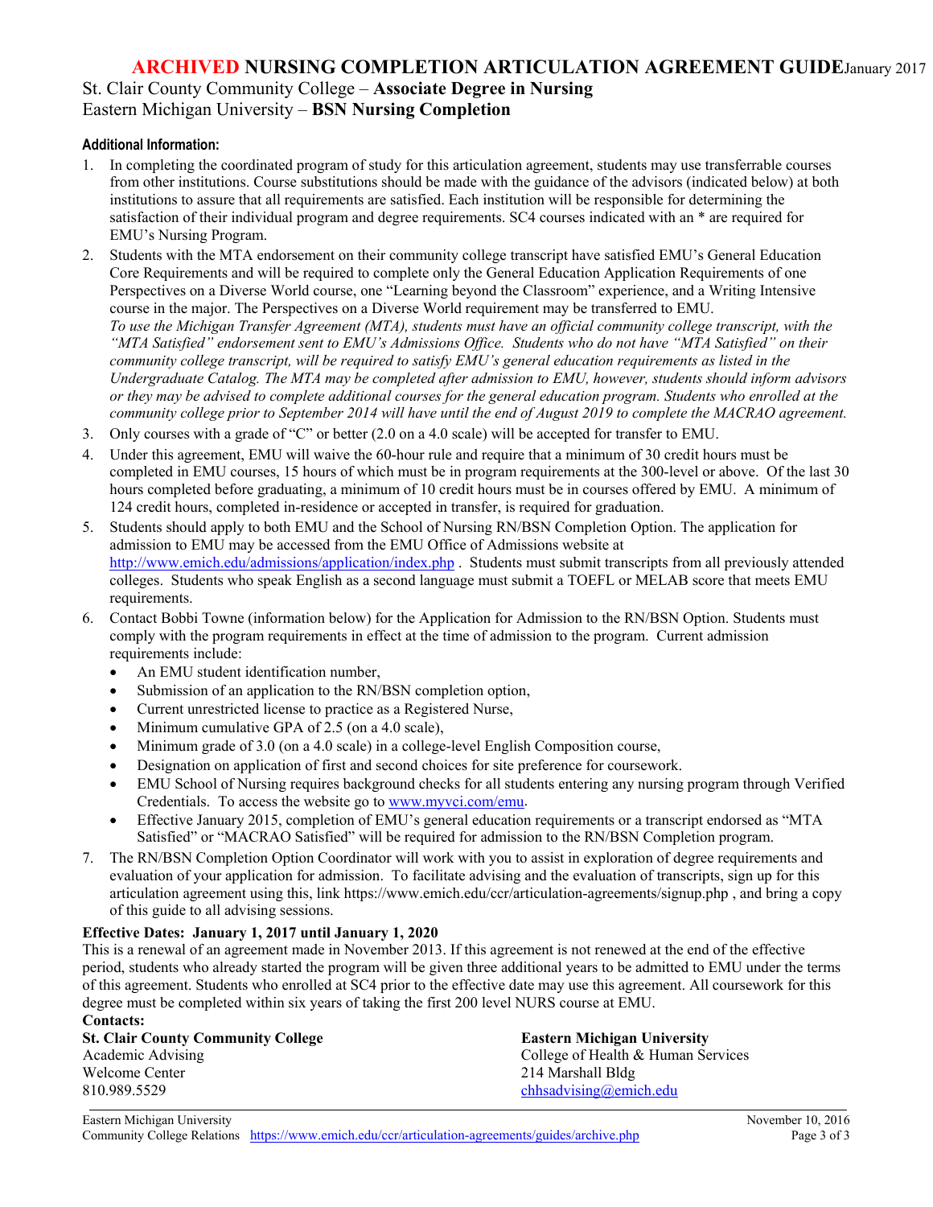# ARCHIVED NURSING COMPLETION ARTICULATION AGREEMENT GUIDE January 2017

St. Clair County Community College – **Associate Degree in Nursing**
Eastern Michigan University – **BSN Nursing Completion**

### Additional Information:

1. In completing the coordinated program of study for this articulation agreement, students may use transferrable courses from other institutions. Course substitutions should be made with the guidance of the advisors (indicated below) at both institutions to assure that all requirements are satisfied. Each institution will be responsible for determining the satisfaction of their individual program and degree requirements. SC4 courses indicated with an * are required for EMU's Nursing Program.
2. Students with the MTA endorsement on their community college transcript have satisfied EMU's General Education Core Requirements and will be required to complete only the General Education Application Requirements of one Perspectives on a Diverse World course, one "Learning beyond the Classroom" experience, and a Writing Intensive course in the major. The Perspectives on a Diverse World requirement may be transferred to EMU.
*To use the Michigan Transfer Agreement (MTA), students must have an official community college transcript, with the "MTA Satisfied" endorsement sent to EMU's Admissions Office. Students who do not have "MTA Satisfied" on their community college transcript, will be required to satisfy EMU's general education requirements as listed in the Undergraduate Catalog. The MTA may be completed after admission to EMU, however, students should inform advisors or they may be advised to complete additional courses for the general education program. Students who enrolled at the community college prior to September 2014 will have until the end of August 2019 to complete the MACRAO agreement.*
3. Only courses with a grade of "C" or better (2.0 on a 4.0 scale) will be accepted for transfer to EMU.
4. Under this agreement, EMU will waive the 60-hour rule and require that a minimum of 30 credit hours must be completed in EMU courses, 15 hours of which must be in program requirements at the 300-level or above. Of the last 30 hours completed before graduating, a minimum of 10 credit hours must be in courses offered by EMU. A minimum of 124 credit hours, completed in-residence or accepted in transfer, is required for graduation.
5. Students should apply to both EMU and the School of Nursing RN/BSN Completion Option. The application for admission to EMU may be accessed from the EMU Office of Admissions website at http://www.emich.edu/admissions/application/index.php . Students must submit transcripts from all previously attended colleges. Students who speak English as a second language must submit a TOEFL or MELAB score that meets EMU requirements.
6. Contact Bobbi Towne (information below) for the Application for Admission to the RN/BSN Option. Students must comply with the program requirements in effect at the time of admission to the program. Current admission requirements include:
   - An EMU student identification number,
   - Submission of an application to the RN/BSN completion option,
   - Current unrestricted license to practice as a Registered Nurse,
   - Minimum cumulative GPA of 2.5 (on a 4.0 scale),
   - Minimum grade of 3.0 (on a 4.0 scale) in a college-level English Composition course,
   - Designation on application of first and second choices for site preference for coursework.
   - EMU School of Nursing requires background checks for all students entering any nursing program through Verified Credentials. To access the website go to www.myvci.com/emu.
   - Effective January 2015, completion of EMU's general education requirements or a transcript endorsed as "MTA Satisfied" or "MACRAO Satisfied" will be required for admission to the RN/BSN Completion program.
7. The RN/BSN Completion Option Coordinator will work with you to assist in exploration of degree requirements and evaluation of your application for admission. To facilitate advising and the evaluation of transcripts, sign up for this articulation agreement using this, link https://www.emich.edu/ccr/articulation-agreements/signup.php , and bring a copy of this guide to all advising sessions.

**Effective Dates: January 1, 2017 until January 1, 2020**

This is a renewal of an agreement made in November 2013. If this agreement is not renewed at the end of the effective period, students who already started the program will be given three additional years to be admitted to EMU under the terms of this agreement. Students who enrolled at SC4 prior to the effective date may use this agreement. All coursework for this degree must be completed within six years of taking the first 200 level NURS course at EMU.

**Contacts:**

**St. Clair County Community College**
Academic Advising
Welcome Center
810.989.5529

**Eastern Michigan University**
College of Health & Human Services
214 Marshall Bldg
chhsadvising@emich.edu

Eastern Michigan University
Community College Relations https://www.emich.edu/ccr/articulation-agreements/guides/archive.php
November 10, 2016